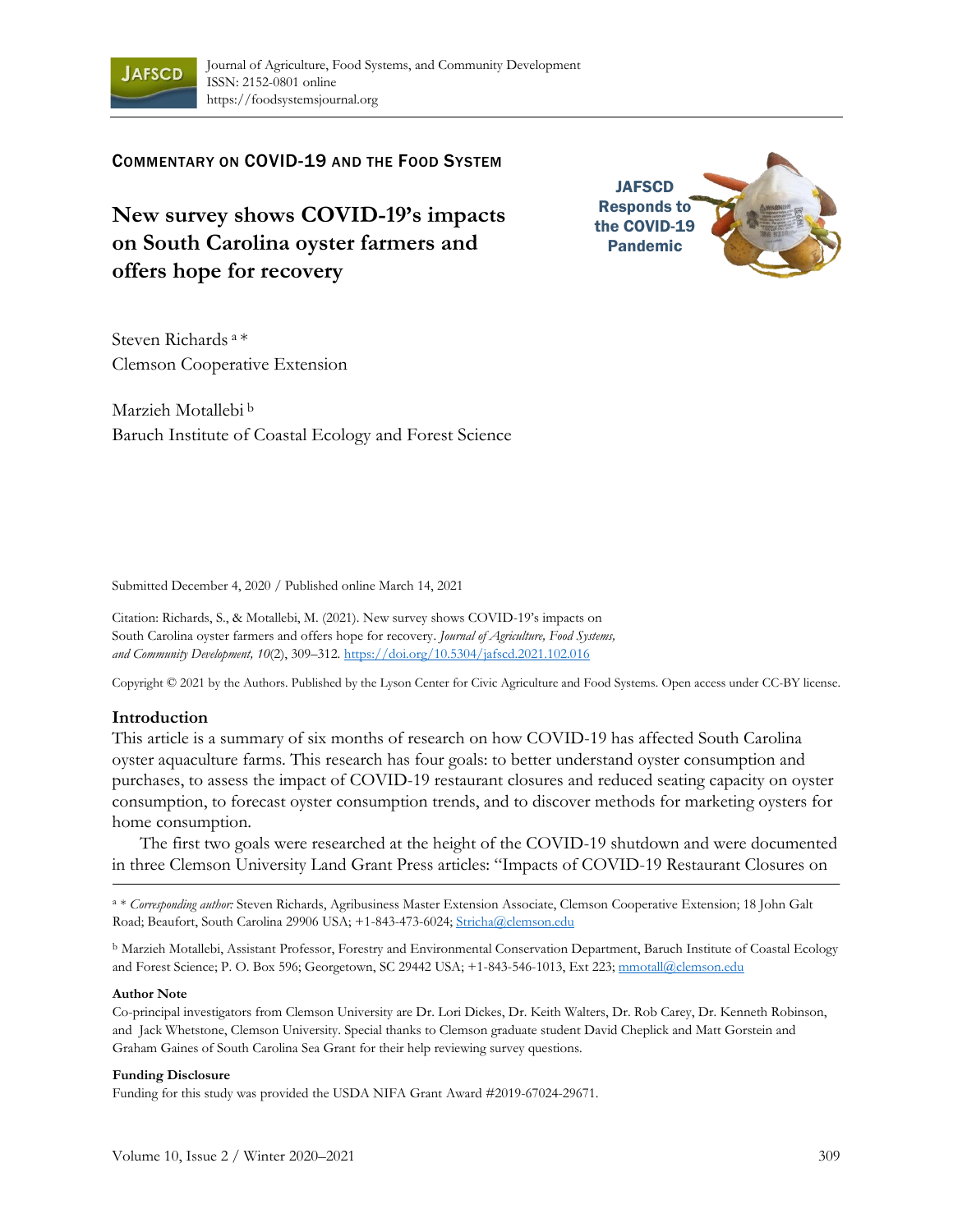COMMENTARY ON COVID-19 AND THE FOOD SYSTEM

# New survey shows COVID-19's impacts on South Carolina oyster farmers and offers hope for recovery

JAFSCD Responds to the COVID-19 Pandemic

Steven Richards [a] *
Clemson Cooperative Extension

Marzieh Motallebi [b]
Baruch Institute of Coastal Ecology and Forest Science

Submitted December 4, 2020 / Published online March 14, 2021

Citation: Richards, S., & Motallebi, M. (2021). New survey shows COVID-19's impacts on South Carolina oyster farmers and offers hope for recovery. *Journal of Agriculture, Food Systems, and Community Development, 10*(2), 309–312. https://doi.org/10.5304/jafscd.2021.102.016

Copyright © 2021 by the Authors. Published by the Lyson Center for Civic Agriculture and Food Systems. Open access under CC-BY license.

## Introduction

This article is a summary of six months of research on how COVID-19 has affected South Carolina oyster aquaculture farms. This research has four goals: to better understand oyster consumption and purchases, to assess the impact of COVID-19 restaurant closures and reduced seating capacity on oyster consumption, to forecast oyster consumption trends, and to discover methods for marketing oysters for home consumption.

The first two goals were researched at the height of the COVID-19 shutdown and were documented in three Clemson University Land Grant Press articles: "Impacts of COVID-19 Restaurant Closures on

---

[a] * *Corresponding author:* Steven Richards, Agribusiness Master Extension Associate, Clemson Cooperative Extension; 18 John Galt Road; Beaufort, South Carolina 29906 USA; +1-843-473-6024; Stricha@clemson.edu

[b] Marzieh Motallebi, Assistant Professor, Forestry and Environmental Conservation Department, Baruch Institute of Coastal Ecology and Forest Science; P. O. Box 596; Georgetown, SC 29442 USA; +1-843-546-1013, Ext 223; mmotall@clemson.edu

**Author Note**

Co-principal investigators from Clemson University are Dr. Lori Dickes, Dr. Keith Walters, Dr. Rob Carey, Dr. Kenneth Robinson, and Jack Whetstone, Clemson University. Special thanks to Clemson graduate student David Cheplick and Matt Gorstein and Graham Gaines of South Carolina Sea Grant for their help reviewing survey questions.

**Funding Disclosure**

Funding for this study was provided the USDA NIFA Grant Award #2019-67024-29671.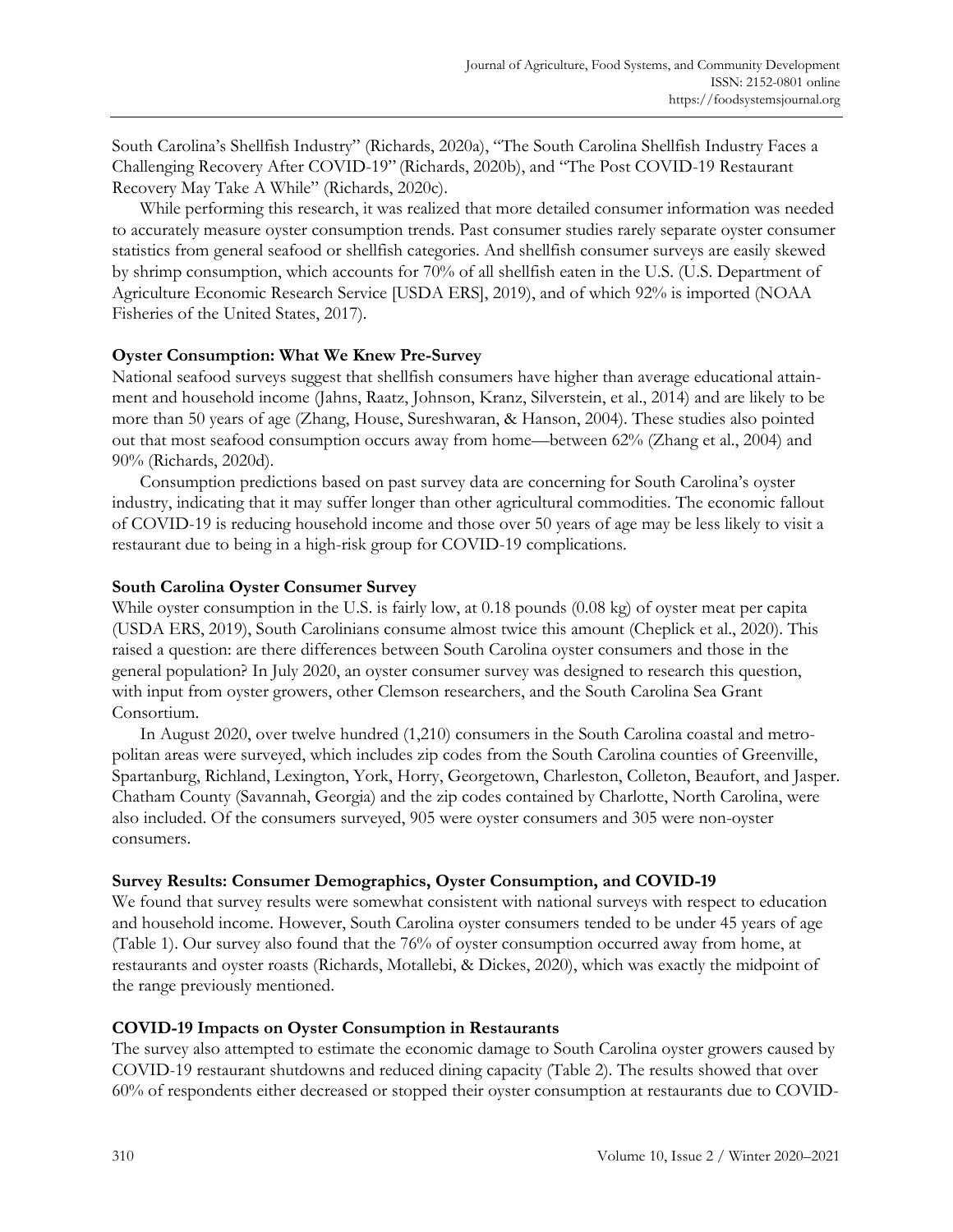South Carolina's Shellfish Industry" (Richards, 2020a), "The South Carolina Shellfish Industry Faces a Challenging Recovery After COVID-19" (Richards, 2020b), and "The Post COVID-19 Restaurant Recovery May Take A While" (Richards, 2020c).

While performing this research, it was realized that more detailed consumer information was needed to accurately measure oyster consumption trends. Past consumer studies rarely separate oyster consumer statistics from general seafood or shellfish categories. And shellfish consumer surveys are easily skewed by shrimp consumption, which accounts for 70% of all shellfish eaten in the U.S. (U.S. Department of Agriculture Economic Research Service [USDA ERS], 2019), and of which 92% is imported (NOAA Fisheries of the United States, 2017).

**Oyster Consumption: What We Knew Pre-Survey**

National seafood surveys suggest that shellfish consumers have higher than average educational attainment and household income (Jahns, Raatz, Johnson, Kranz, Silverstein, et al., 2014) and are likely to be more than 50 years of age (Zhang, House, Sureshwaran, & Hanson, 2004). These studies also pointed out that most seafood consumption occurs away from home—between 62% (Zhang et al., 2004) and 90% (Richards, 2020d).

Consumption predictions based on past survey data are concerning for South Carolina's oyster industry, indicating that it may suffer longer than other agricultural commodities. The economic fallout of COVID-19 is reducing household income and those over 50 years of age may be less likely to visit a restaurant due to being in a high-risk group for COVID-19 complications.

**South Carolina Oyster Consumer Survey**

While oyster consumption in the U.S. is fairly low, at 0.18 pounds (0.08 kg) of oyster meat per capita (USDA ERS, 2019), South Carolinians consume almost twice this amount (Cheplick et al., 2020). This raised a question: are there differences between South Carolina oyster consumers and those in the general population? In July 2020, an oyster consumer survey was designed to research this question, with input from oyster growers, other Clemson researchers, and the South Carolina Sea Grant Consortium.

In August 2020, over twelve hundred (1,210) consumers in the South Carolina coastal and metropolitan areas were surveyed, which includes zip codes from the South Carolina counties of Greenville, Spartanburg, Richland, Lexington, York, Horry, Georgetown, Charleston, Colleton, Beaufort, and Jasper. Chatham County (Savannah, Georgia) and the zip codes contained by Charlotte, North Carolina, were also included. Of the consumers surveyed, 905 were oyster consumers and 305 were non-oyster consumers.

**Survey Results: Consumer Demographics, Oyster Consumption, and COVID-19**

We found that survey results were somewhat consistent with national surveys with respect to education and household income. However, South Carolina oyster consumers tended to be under 45 years of age (Table 1). Our survey also found that the 76% of oyster consumption occurred away from home, at restaurants and oyster roasts (Richards, Motallebi, & Dickes, 2020), which was exactly the midpoint of the range previously mentioned.

**COVID-19 Impacts on Oyster Consumption in Restaurants**

The survey also attempted to estimate the economic damage to South Carolina oyster growers caused by COVID-19 restaurant shutdowns and reduced dining capacity (Table 2). The results showed that over 60% of respondents either decreased or stopped their oyster consumption at restaurants due to COVID-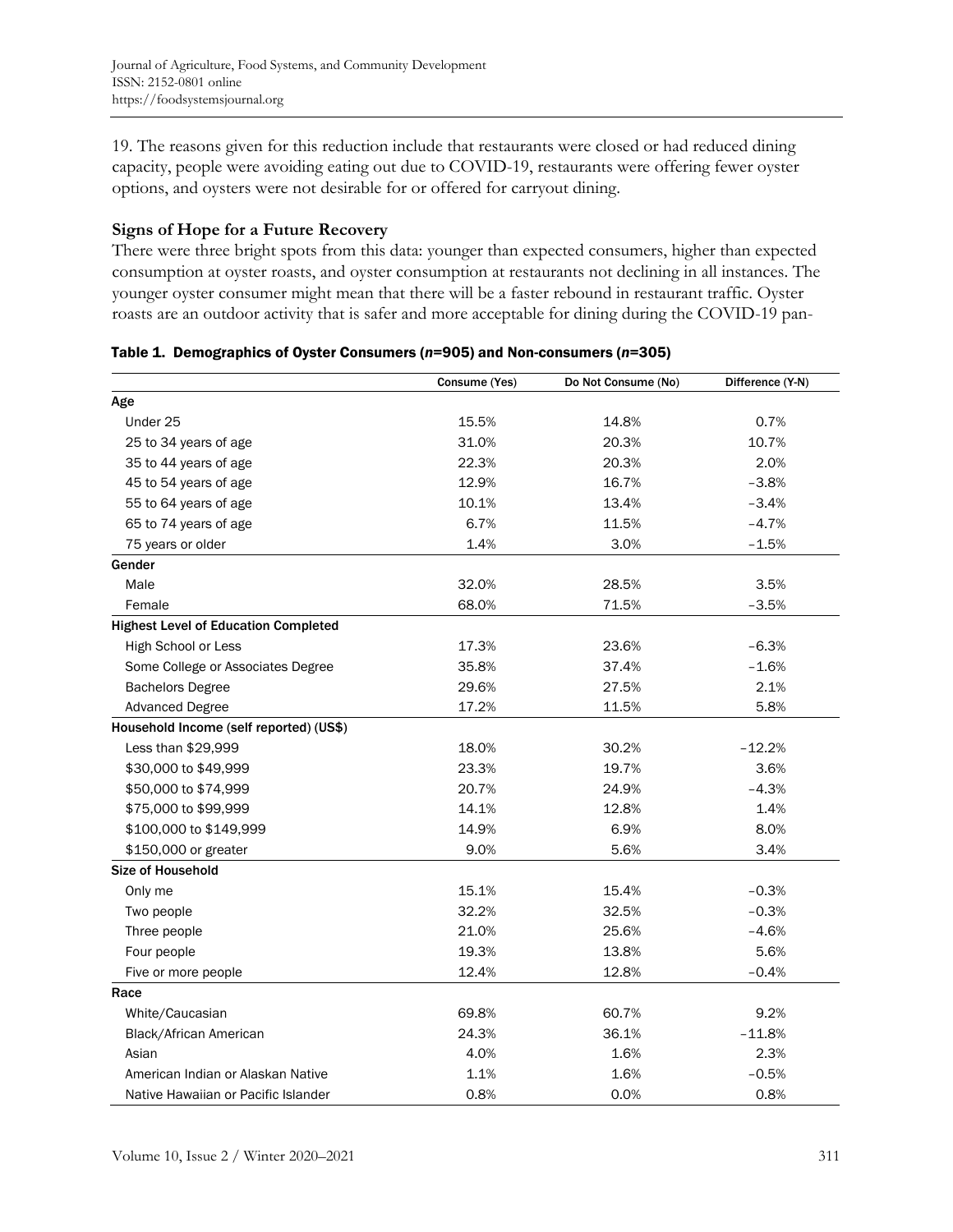19. The reasons given for this reduction include that restaurants were closed or had reduced dining capacity, people were avoiding eating out due to COVID-19, restaurants were offering fewer oyster options, and oysters were not desirable for or offered for carryout dining.

## Signs of Hope for a Future Recovery

There were three bright spots from this data: younger than expected consumers, higher than expected consumption at oyster roasts, and oyster consumption at restaurants not declining in all instances. The younger oyster consumer might mean that there will be a faster rebound in restaurant traffic. Oyster roasts are an outdoor activity that is safer and more acceptable for dining during the COVID-19 pan-

**Table 1. Demographics of Oyster Consumers (*n*=905) and Non-consumers (*n*=305)**

| | Consume (Yes) | Do Not Consume (No) | Difference (Y-N) |
|---|---|---|---|
| **Age** | | | |
| Under 25 | 15.5% | 14.8% | 0.7% |
| 25 to 34 years of age | 31.0% | 20.3% | 10.7% |
| 35 to 44 years of age | 22.3% | 20.3% | 2.0% |
| 45 to 54 years of age | 12.9% | 16.7% | −3.8% |
| 55 to 64 years of age | 10.1% | 13.4% | −3.4% |
| 65 to 74 years of age | 6.7% | 11.5% | −4.7% |
| 75 years or older | 1.4% | 3.0% | −1.5% |
| **Gender** | | | |
| Male | 32.0% | 28.5% | 3.5% |
| Female | 68.0% | 71.5% | −3.5% |
| **Highest Level of Education Completed** | | | |
| High School or Less | 17.3% | 23.6% | −6.3% |
| Some College or Associates Degree | 35.8% | 37.4% | −1.6% |
| Bachelors Degree | 29.6% | 27.5% | 2.1% |
| Advanced Degree | 17.2% | 11.5% | 5.8% |
| **Household Income (self reported) (US$)** | | | |
| Less than $29,999 | 18.0% | 30.2% | −12.2% |
| $30,000 to $49,999 | 23.3% | 19.7% | 3.6% |
| $50,000 to $74,999 | 20.7% | 24.9% | −4.3% |
| $75,000 to $99,999 | 14.1% | 12.8% | 1.4% |
| $100,000 to $149,999 | 14.9% | 6.9% | 8.0% |
| $150,000 or greater | 9.0% | 5.6% | 3.4% |
| **Size of Household** | | | |
| Only me | 15.1% | 15.4% | −0.3% |
| Two people | 32.2% | 32.5% | −0.3% |
| Three people | 21.0% | 25.6% | −4.6% |
| Four people | 19.3% | 13.8% | 5.6% |
| Five or more people | 12.4% | 12.8% | −0.4% |
| **Race** | | | |
| White/Caucasian | 69.8% | 60.7% | 9.2% |
| Black/African American | 24.3% | 36.1% | −11.8% |
| Asian | 4.0% | 1.6% | 2.3% |
| American Indian or Alaskan Native | 1.1% | 1.6% | −0.5% |
| Native Hawaiian or Pacific Islander | 0.8% | 0.0% | 0.8% |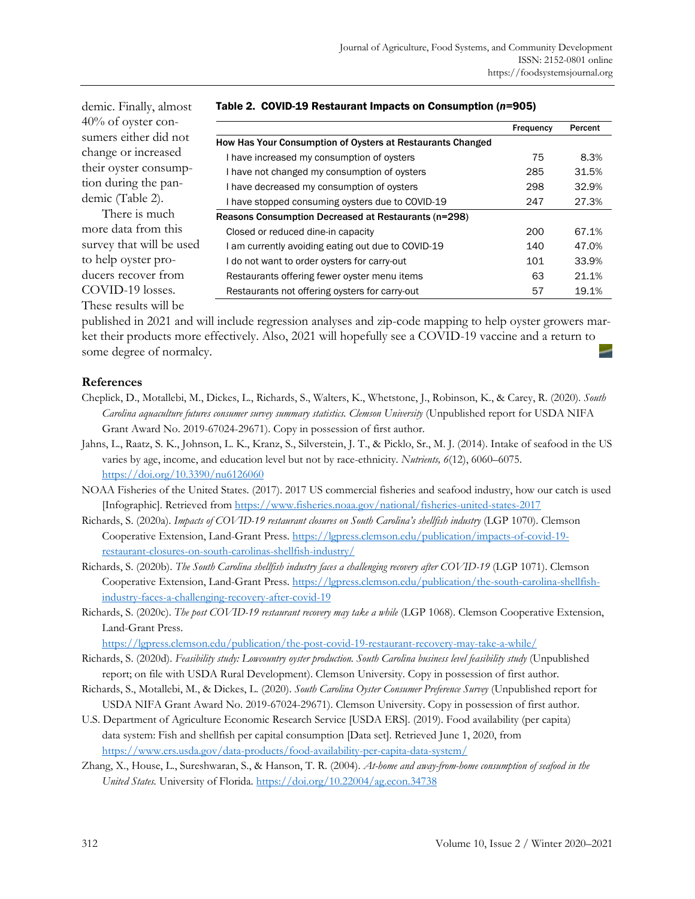demic. Finally, almost 40% of oyster consumers either did not change or increased their oyster consumption during the pandemic (Table 2).

**Table 2. COVID-19 Restaurant Impacts on Consumption (*n*=905)**

| | Frequency | Percent |
|---|---|---|
| **How Has Your Consumption of Oysters at Restaurants Changed** | | |
| I have increased my consumption of oysters | 75 | 8.3% |
| I have not changed my consumption of oysters | 285 | 31.5% |
| I have decreased my consumption of oysters | 298 | 32.9% |
| I have stopped consuming oysters due to COVID-19 | 247 | 27.3% |
| **Reasons Consumption Decreased at Restaurants (n=298)** | | |
| Closed or reduced dine-in capacity | 200 | 67.1% |
| I am currently avoiding eating out due to COVID-19 | 140 | 47.0% |
| I do not want to order oysters for carry-out | 101 | 33.9% |
| Restaurants offering fewer oyster menu items | 63 | 21.1% |
| Restaurants not offering oysters for carry-out | 57 | 19.1% |

There is much more data from this survey that will be used to help oyster producers recover from COVID-19 losses. These results will be published in 2021 and will include regression analyses and zip-code mapping to help oyster growers market their products more effectively. Also, 2021 will hopefully see a COVID-19 vaccine and a return to some degree of normalcy.

## References

Cheplick, D., Motallebi, M., Dickes, L., Richards, S., Walters, K., Whetstone, J., Robinson, K., & Carey, R. (2020). *South Carolina aquaculture futures consumer survey summary statistics. Clemson University* (Unpublished report for USDA NIFA Grant Award No. 2019-67024-29671). Copy in possession of first author.

Jahns, L., Raatz, S. K., Johnson, L. K., Kranz, S., Silverstein, J. T., & Picklo, Sr., M. J. (2014). Intake of seafood in the US varies by age, income, and education level but not by race-ethnicity. *Nutrients, 6*(12), 6060–6075. https://doi.org/10.3390/nu6126060

NOAA Fisheries of the United States. (2017). 2017 US commercial fisheries and seafood industry, how our catch is used [Infographic]. Retrieved from https://www.fisheries.noaa.gov/national/fisheries-united-states-2017

Richards, S. (2020a). *Impacts of COVID-19 restaurant closures on South Carolina's shellfish industry* (LGP 1070). Clemson Cooperative Extension, Land-Grant Press. https://lgpress.clemson.edu/publication/impacts-of-covid-19-restaurant-closures-on-south-carolinas-shellfish-industry/

Richards, S. (2020b). *The South Carolina shellfish industry faces a challenging recovery after COVID-19* (LGP 1071). Clemson Cooperative Extension, Land-Grant Press. https://lgpress.clemson.edu/publication/the-south-carolina-shellfish-industry-faces-a-challenging-recovery-after-covid-19

Richards, S. (2020c). *The post COVID-19 restaurant recovery may take a while* (LGP 1068). Clemson Cooperative Extension, Land-Grant Press. https://lgpress.clemson.edu/publication/the-post-covid-19-restaurant-recovery-may-take-a-while/

Richards, S. (2020d). *Feasibility study: Lowcountry oyster production. South Carolina business level feasibility study* (Unpublished report; on file with USDA Rural Development). Clemson University. Copy in possession of first author.

Richards, S., Motallebi, M., & Dickes, L. (2020). *South Carolina Oyster Consumer Preference Survey* (Unpublished report for USDA NIFA Grant Award No. 2019-67024-29671). Clemson University. Copy in possession of first author.

U.S. Department of Agriculture Economic Research Service [USDA ERS]. (2019). Food availability (per capita) data system: Fish and shellfish per capital consumption [Data set]. Retrieved June 1, 2020, from https://www.ers.usda.gov/data-products/food-availability-per-capita-data-system/

Zhang, X., House, L., Sureshwaran, S., & Hanson, T. R. (2004). *At-home and away-from-home consumption of seafood in the United States.* University of Florida. https://doi.org/10.22004/ag.econ.34738